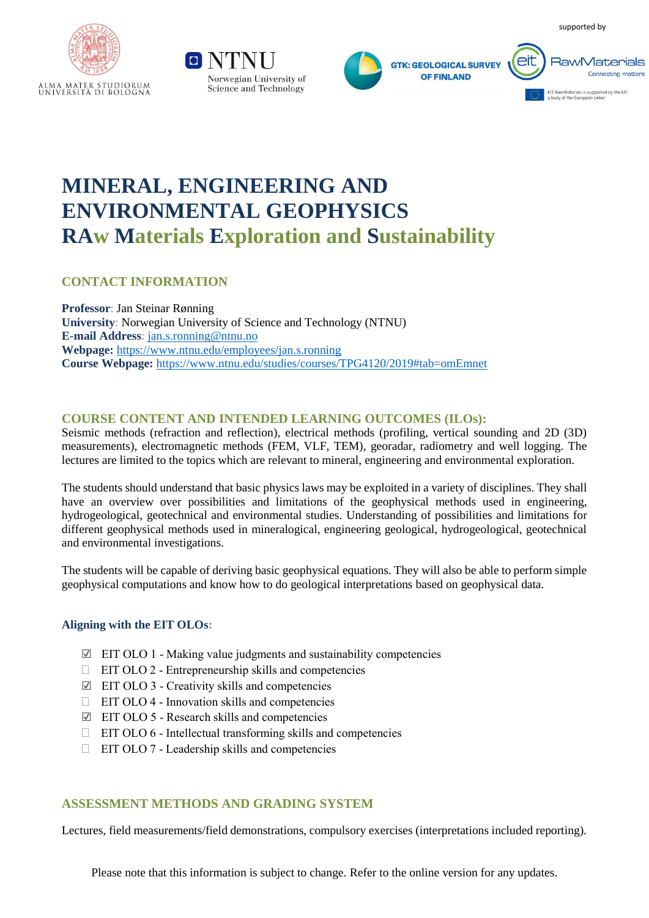# MINERAL, ENGINEERING AND ENVIRONMENTAL GEOPHYSICS

## RAw Materials Exploration and Sustainability

### CONTACT INFORMATION

**Professor**: Jan Steinar Rønning
**University**: Norwegian University of Science and Technology (NTNU)
**E-mail Address**: jan.s.ronning@ntnu.no
**Webpage:** https://www.ntnu.edu/employees/jan.s.ronning
**Course Webpage:** https://www.ntnu.edu/studies/courses/TPG4120/2019#tab=omEmnet

### COURSE CONTENT AND INTENDED LEARNING OUTCOMES (ILOs):

Seismic methods (refraction and reflection), electrical methods (profiling, vertical sounding and 2D (3D) measurements), electromagnetic methods (FEM, VLF, TEM), georadar, radiometry and well logging. The lectures are limited to the topics which are relevant to mineral, engineering and environmental exploration.

The students should understand that basic physics laws may be exploited in a variety of disciplines. They shall have an overview over possibilities and limitations of the geophysical methods used in engineering, hydrogeological, geotechnical and environmental studies. Understanding of possibilities and limitations for different geophysical methods used in mineralogical, engineering geological, hydrogeological, geotechnical and environmental investigations.

The students will be capable of deriving basic geophysical equations. They will also be able to perform simple geophysical computations and know how to do geological interpretations based on geophysical data.

**Aligning with the EIT OLOs:**

- ☑ EIT OLO 1 - Making value judgments and sustainability competencies
- ☐ EIT OLO 2 - Entrepreneurship skills and competencies
- ☑ EIT OLO 3 - Creativity skills and competencies
- ☐ EIT OLO 4 - Innovation skills and competencies
- ☑ EIT OLO 5 - Research skills and competencies
- ☐ EIT OLO 6 - Intellectual transforming skills and competencies
- ☐ EIT OLO 7 - Leadership skills and competencies

### ASSESSMENT METHODS AND GRADING SYSTEM

Lectures, field measurements/field demonstrations, compulsory exercises (interpretations included reporting).

Please note that this information is subject to change. Refer to the online version for any updates.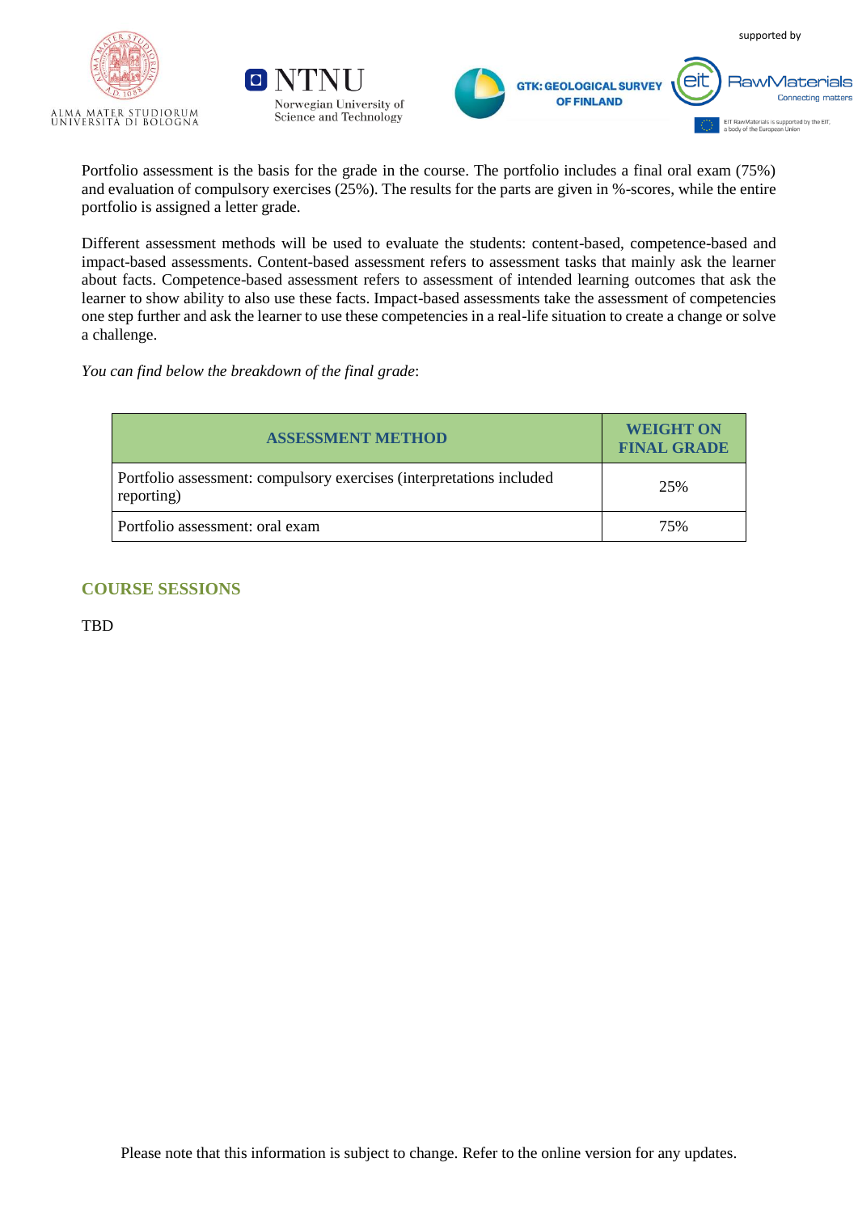Portfolio assessment is the basis for the grade in the course. The portfolio includes a final oral exam (75%) and evaluation of compulsory exercises (25%). The results for the parts are given in %-scores, while the entire portfolio is assigned a letter grade.

Different assessment methods will be used to evaluate the students: content-based, competence-based and impact-based assessments. Content-based assessment refers to assessment tasks that mainly ask the learner about facts. Competence-based assessment refers to assessment of intended learning outcomes that ask the learner to show ability to also use these facts. Impact-based assessments take the assessment of competencies one step further and ask the learner to use these competencies in a real-life situation to create a change or solve a challenge.

*You can find below the breakdown of the final grade*:

| ASSESSMENT METHOD | WEIGHT ON FINAL GRADE |
|---|---|
| Portfolio assessment: compulsory exercises (interpretations included reporting) | 25% |
| Portfolio assessment: oral exam | 75% |

## COURSE SESSIONS

TBD

Please note that this information is subject to change. Refer to the online version for any updates.